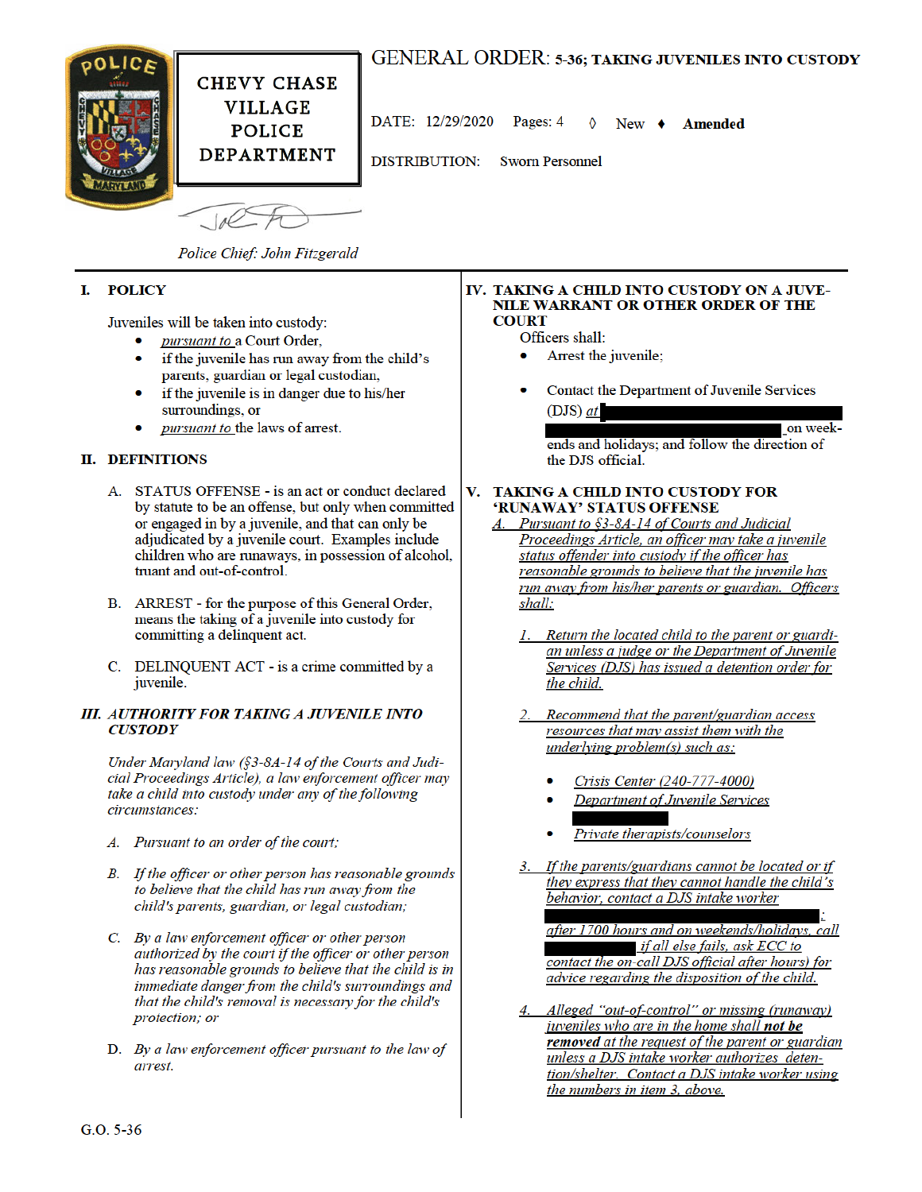# GENERAL ORDER: 5-36; TAKING JUVENILES INTO CUSTODY

**CHEVY CHASE VILLAGE POLICE DEPARTMENT**

DATE: 12/29/2020 Pages: 4 ◊ New ♦ **Amended**

DISTRIBUTION: Sworn Personnel

*Police Chief: John Fitzgerald*

## I. POLICY

Juveniles will be taken into custody:

- pursuant to a Court Order,
- if the juvenile has run away from the child's parents, guardian or legal custodian,
- if the juvenile is in danger due to his/her surroundings, or
- pursuant to the laws of arrest.

## II. DEFINITIONS

A. STATUS OFFENSE - is an act or conduct declared by statute to be an offense, but only when committed or engaged in by a juvenile, and that can only be adjudicated by a juvenile court. Examples include children who are runaways, in possession of alcohol, truant and out-of-control.

B. ARREST - for the purpose of this General Order, means the taking of a juvenile into custody for committing a delinquent act.

C. DELINQUENT ACT - is a crime committed by a juvenile.

## *III. AUTHORITY FOR TAKING A JUVENILE INTO CUSTODY*

*Under Maryland law (§3-8A-14 of the Courts and Judicial Proceedings Article), a law enforcement officer may take a child into custody under any of the following circumstances:*

*A. Pursuant to an order of the court;*

*B. If the officer or other person has reasonable grounds to believe that the child has run away from the child's parents, guardian, or legal custodian;*

*C. By a law enforcement officer or other person authorized by the court if the officer or other person has reasonable grounds to believe that the child is in immediate danger from the child's surroundings and that the child's removal is necessary for the child's protection; or*

*D. By a law enforcement officer pursuant to the law of arrest.*

## IV. TAKING A CHILD INTO CUSTODY ON A JUVENILE WARRANT OR OTHER ORDER OF THE COURT

Officers shall:

- Arrest the juvenile;
- Contact the Department of Juvenile Services (DJS) at [REDACTED] on weekends and holidays; and follow the direction of the DJS official.

## V. TAKING A CHILD INTO CUSTODY FOR 'RUNAWAY' STATUS OFFENSE

A. Pursuant to §3-8A-14 of Courts and Judicial Proceedings Article, an officer may take a juvenile status offender into custody if the officer has reasonable grounds to believe that the juvenile has run away from his/her parents or guardian. Officers shall:

1. Return the located child to the parent or guardian unless a judge or the Department of Juvenile Services (DJS) has issued a detention order for the child.

2. Recommend that the parent/guardian access resources that may assist them with the underlying problem(s) such as:
   - Crisis Center (240-777-4000)
   - Department of Juvenile Services [REDACTED]
   - Private therapists/counselors

3. If the parents/guardians cannot be located or if they express that they cannot handle the child's behavior, contact a DJS intake worker [REDACTED]; after 1700 hours and on weekends/holidays, call [REDACTED] if all else fails, ask ECC to contact the on-call DJS official after hours) for advice regarding the disposition of the child.

4. Alleged "out-of-control" or missing (runaway) juveniles who are in the home shall ***not be removed*** at the request of the parent or guardian unless a DJS intake worker authorizes detention/shelter. Contact a DJS intake worker using the numbers in item 3, above.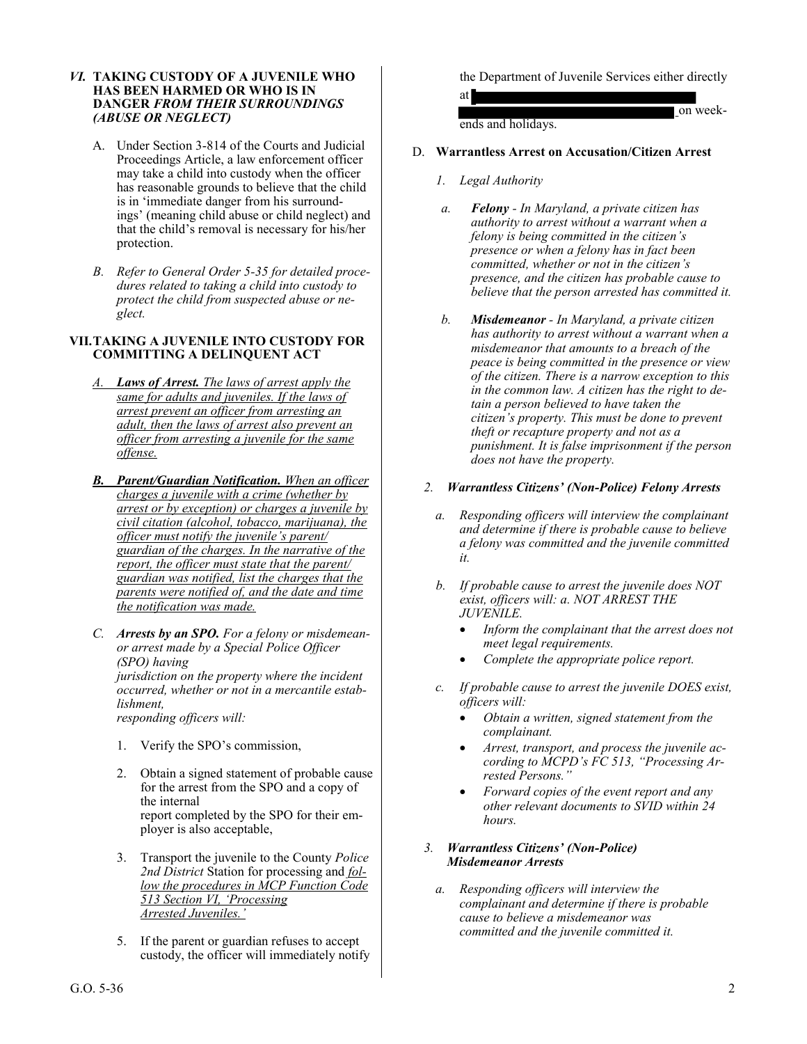### *VI.* TAKING CUSTODY OF A JUVENILE WHO HAS BEEN HARMED OR WHO IS IN DANGER *FROM THEIR SURROUNDINGS (ABUSE OR NEGLECT)*

A. Under Section 3-814 of the Courts and Judicial Proceedings Article, a law enforcement officer may take a child into custody when the officer has reasonable grounds to believe that the child is in 'immediate danger from his surroundings' (meaning child abuse or child neglect) and that the child's removal is necessary for his/her protection.

*B. Refer to General Order 5-35 for detailed procedures related to taking a child into custody to protect the child from suspected abuse or neglect.*

### VII. TAKING A JUVENILE INTO CUSTODY FOR COMMITTING A DELINQUENT ACT

*A.* ***Laws of Arrest.*** *The laws of arrest apply the same for adults and juveniles. If the laws of arrest prevent an officer from arresting an adult, then the laws of arrest also prevent an officer from arresting a juvenile for the same offense.*

***B. Parent/Guardian Notification.*** *When an officer charges a juvenile with a crime (whether by arrest or by exception) or charges a juvenile by civil citation (alcohol, tobacco, marijuana), the officer must notify the juvenile's parent/guardian of the charges. In the narrative of the report, the officer must state that the parent/guardian was notified, list the charges that the parents were notified of, and the date and time the notification was made.*

*C.* ***Arrests by an SPO.*** *For a felony or misdemeanor arrest made by a Special Police Officer (SPO) having jurisdiction on the property where the incident occurred, whether or not in a mercantile establishment, responding officers will:*

1. Verify the SPO's commission,

2. Obtain a signed statement of probable cause for the arrest from the SPO and a copy of the internal report completed by the SPO for their employer is also acceptable,

3. Transport the juvenile to the County *Police 2nd District* Station for processing and *follow the procedures in MCP Function Code 513 Section VI, 'Processing Arrested Juveniles.'*

5. If the parent or guardian refuses to accept custody, the officer will immediately notify the Department of Juvenile Services either directly at [REDACTED] on weekends and holidays.

D. **Warrantless Arrest on Accusation/Citizen Arrest**

*1. Legal Authority*

*a.* ***Felony*** *- In Maryland, a private citizen has authority to arrest without a warrant when a felony is being committed in the citizen's presence or when a felony has in fact been committed, whether or not in the citizen's presence, and the citizen has probable cause to believe that the person arrested has committed it.*

*b.* ***Misdemeanor*** *- In Maryland, a private citizen has authority to arrest without a warrant when a misdemeanor that amounts to a breach of the peace is being committed in the presence or view of the citizen. There is a narrow exception to this in the common law. A citizen has the right to detain a person believed to have taken the citizen's property. This must be done to prevent theft or recapture property and not as a punishment. It is false imprisonment if the person does not have the property.*

***2. Warrantless Citizens' (Non-Police) Felony Arrests***

*a. Responding officers will interview the complainant and determine if there is probable cause to believe a felony was committed and the juvenile committed it.*

*b. If probable cause to arrest the juvenile does NOT exist, officers will: a. NOT ARREST THE JUVENILE.*
- *Inform the complainant that the arrest does not meet legal requirements.*
- *Complete the appropriate police report.*

*c. If probable cause to arrest the juvenile DOES exist, officers will:*
- *Obtain a written, signed statement from the complainant.*
- *Arrest, transport, and process the juvenile according to MCPD's FC 513, "Processing Arrested Persons."*
- *Forward copies of the event report and any other relevant documents to SVID within 24 hours.*

***3. Warrantless Citizens' (Non-Police) Misdemeanor Arrests***

*a. Responding officers will interview the complainant and determine if there is probable cause to believe a misdemeanor was committed and the juvenile committed it.*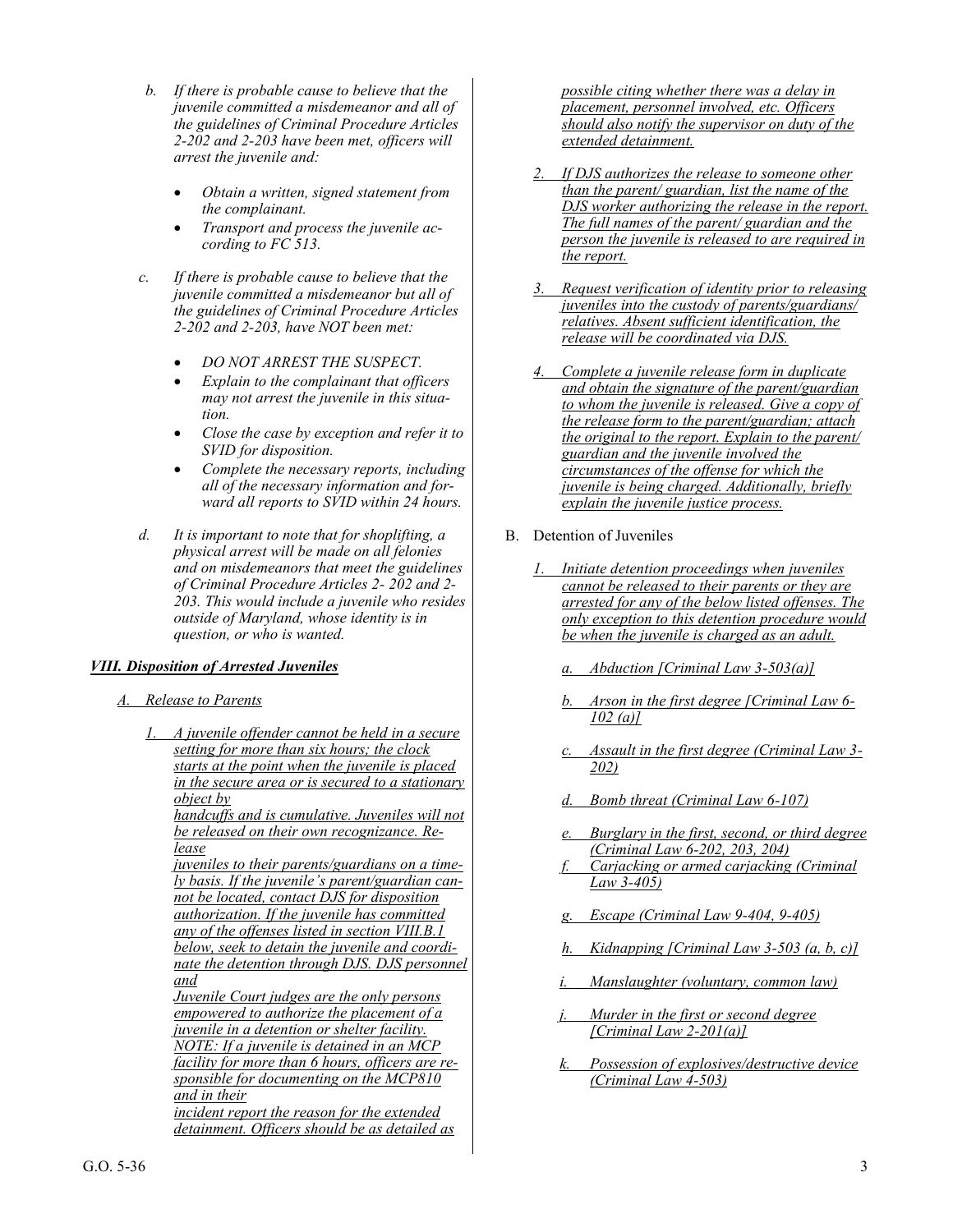*b. If there is probable cause to believe that the juvenile committed a misdemeanor and all of the guidelines of Criminal Procedure Articles 2-202 and 2-203 have been met, officers will arrest the juvenile and:*

- *Obtain a written, signed statement from the complainant.*
- *Transport and process the juvenile according to FC 513.*

*c. If there is probable cause to believe that the juvenile committed a misdemeanor but all of the guidelines of Criminal Procedure Articles 2-202 and 2-203, have NOT been met:*

- *DO NOT ARREST THE SUSPECT.*
- *Explain to the complainant that officers may not arrest the juvenile in this situation.*
- *Close the case by exception and refer it to SVID for disposition.*
- *Complete the necessary reports, including all of the necessary information and forward all reports to SVID within 24 hours.*

*d. It is important to note that for shoplifting, a physical arrest will be made on all felonies and on misdemeanors that meet the guidelines of Criminal Procedure Articles 2- 202 and 2-203. This would include a juvenile who resides outside of Maryland, whose identity is in question, or who is wanted.*

### ***VIII. Disposition of Arrested Juveniles***

A. Release to Parents

1. A juvenile offender cannot be held in a secure setting for more than six hours; the clock starts at the point when the juvenile is placed in the secure area or is secured to a stationary object by handcuffs and is cumulative. Juveniles will not be released on their own recognizance. Release juveniles to their parents/guardians on a timely basis. If the juvenile's parent/guardian cannot be located, contact DJS for disposition authorization. If the juvenile has committed any of the offenses listed in section VIII.B.1 below, seek to detain the juvenile and coordinate the detention through DJS. DJS personnel and Juvenile Court judges are the only persons empowered to authorize the placement of a juvenile in a detention or shelter facility. NOTE: If a juvenile is detained in an MCP facility for more than 6 hours, officers are responsible for documenting on the MCP810 and in their incident report the reason for the extended detainment. Officers should be as detailed as possible citing whether there was a delay in placement, personnel involved, etc. Officers should also notify the supervisor on duty of the extended detainment.

2. If DJS authorizes the release to someone other than the parent/ guardian, list the name of the DJS worker authorizing the release in the report. The full names of the parent/ guardian and the person the juvenile is released to are required in the report.

3. Request verification of identity prior to releasing juveniles into the custody of parents/guardians/ relatives. Absent sufficient identification, the release will be coordinated via DJS.

4. Complete a juvenile release form in duplicate and obtain the signature of the parent/guardian to whom the juvenile is released. Give a copy of the release form to the parent/guardian; attach the original to the report. Explain to the parent/ guardian and the juvenile involved the circumstances of the offense for which the juvenile is being charged. Additionally, briefly explain the juvenile justice process.

B. Detention of Juveniles

1. Initiate detention proceedings when juveniles cannot be released to their parents or they are arrested for any of the below listed offenses. The only exception to this detention procedure would be when the juvenile is charged as an adult.

   a. Abduction [Criminal Law 3-503(a)]

   b. Arson in the first degree [Criminal Law 6-102 (a)]

   c. Assault in the first degree (Criminal Law 3-202)

   d. Bomb threat (Criminal Law 6-107)

   e. Burglary in the first, second, or third degree (Criminal Law 6-202, 203, 204)

   f. Carjacking or armed carjacking (Criminal Law 3-405)

   g. Escape (Criminal Law 9-404, 9-405)

   h. Kidnapping [Criminal Law 3-503 (a, b, c)]

   i. Manslaughter (voluntary, common law)

   j. Murder in the first or second degree [Criminal Law 2-201(a)]

   k. Possession of explosives/destructive device (Criminal Law 4-503)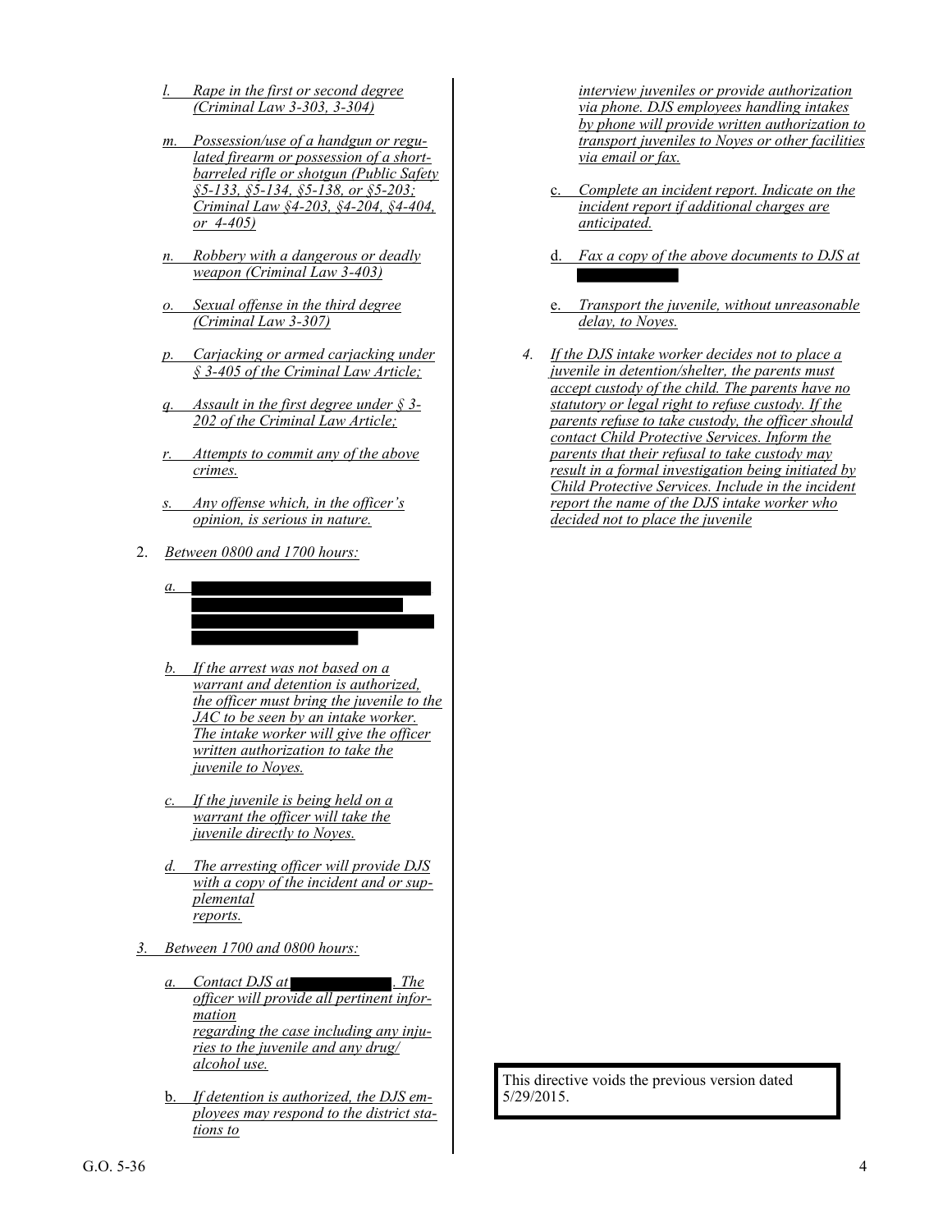l. Rape in the first or second degree (Criminal Law 3-303, 3-304)

m. Possession/use of a handgun or regulated firearm or possession of a short-barreled rifle or shotgun (Public Safety §5-133, §5-134, §5-138, or §5-203; Criminal Law §4-203, §4-204, §4-404, or 4-405)

n. Robbery with a dangerous or deadly weapon (Criminal Law 3-403)

o. Sexual offense in the third degree (Criminal Law 3-307)

p. Carjacking or armed carjacking under § 3-405 of the Criminal Law Article;

q. Assault in the first degree under § 3-202 of the Criminal Law Article;

r. Attempts to commit any of the above crimes.

s. Any offense which, in the officer's opinion, is serious in nature.

2. Between 0800 and 1700 hours:

a. [redacted]

b. If the arrest was not based on a warrant and detention is authorized, the officer must bring the juvenile to the JAC to be seen by an intake worker. The intake worker will give the officer written authorization to take the juvenile to Noyes.

c. If the juvenile is being held on a warrant the officer will take the juvenile directly to Noyes.

d. The arresting officer will provide DJS with a copy of the incident and or supplemental reports.

3. Between 1700 and 0800 hours:

a. Contact DJS at [redacted]. The officer will provide all pertinent information regarding the case including any injuries to the juvenile and any drug/alcohol use.

b. If detention is authorized, the DJS employees may respond to the district stations to interview juveniles or provide authorization via phone. DJS employees handling intakes by phone will provide written authorization to transport juveniles to Noyes or other facilities via email or fax.

c. Complete an incident report. Indicate on the incident report if additional charges are anticipated.

d. Fax a copy of the above documents to DJS at [redacted]

e. Transport the juvenile, without unreasonable delay, to Noyes.

4. If the DJS intake worker decides not to place a juvenile in detention/shelter, the parents must accept custody of the child. The parents have no statutory or legal right to refuse custody. If the parents refuse to take custody, the officer should contact Child Protective Services. Inform the parents that their refusal to take custody may result in a formal investigation being initiated by Child Protective Services. Include in the incident report the name of the DJS intake worker who decided not to place the juvenile

This directive voids the previous version dated 5/29/2015.